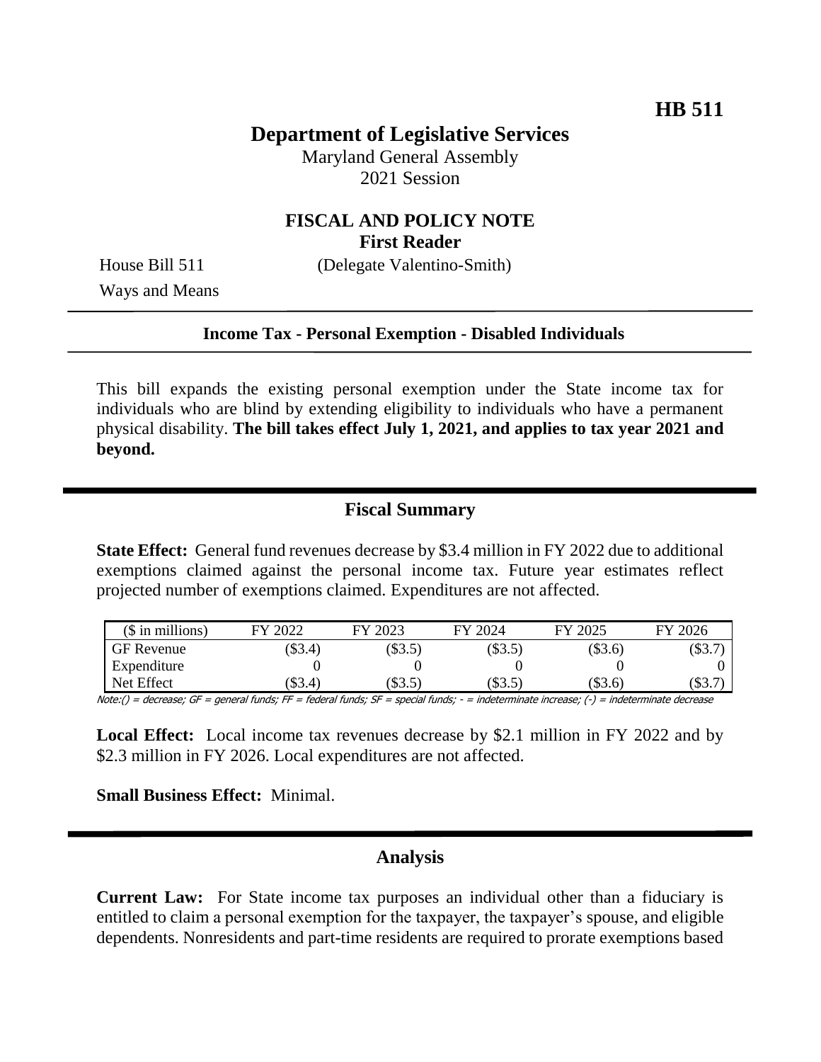**HB 511**

# Department of Legislative Services

Maryland General Assembly
2021 Session

## FISCAL AND POLICY NOTE
**First Reader**

House Bill 511 (Delegate Valentino-Smith)
Ways and Means

**Income Tax - Personal Exemption - Disabled Individuals**

This bill expands the existing personal exemption under the State income tax for individuals who are blind by extending eligibility to individuals who have a permanent physical disability. **The bill takes effect July 1, 2021, and applies to tax year 2021 and beyond.**

## Fiscal Summary

**State Effect:** General fund revenues decrease by $3.4 million in FY 2022 due to additional exemptions claimed against the personal income tax. Future year estimates reflect projected number of exemptions claimed. Expenditures are not affected.

| ($ in millions) | FY 2022 | FY 2023 | FY 2024 | FY 2025 | FY 2026 |
|---|---|---|---|---|---|
| GF Revenue | ($3.4) | ($3.5) | ($3.5) | ($3.6) | ($3.7) |
| Expenditure | 0 | 0 | 0 | 0 | 0 |
| Net Effect | ($3.4) | ($3.5) | ($3.5) | ($3.6) | ($3.7) |

Note:() = decrease; GF = general funds; FF = federal funds; SF = special funds; - = indeterminate increase; (-) = indeterminate decrease

**Local Effect:** Local income tax revenues decrease by $2.1 million in FY 2022 and by $2.3 million in FY 2026. Local expenditures are not affected.

**Small Business Effect:** Minimal.

## Analysis

**Current Law:** For State income tax purposes an individual other than a fiduciary is entitled to claim a personal exemption for the taxpayer, the taxpayer's spouse, and eligible dependents. Nonresidents and part-time residents are required to prorate exemptions based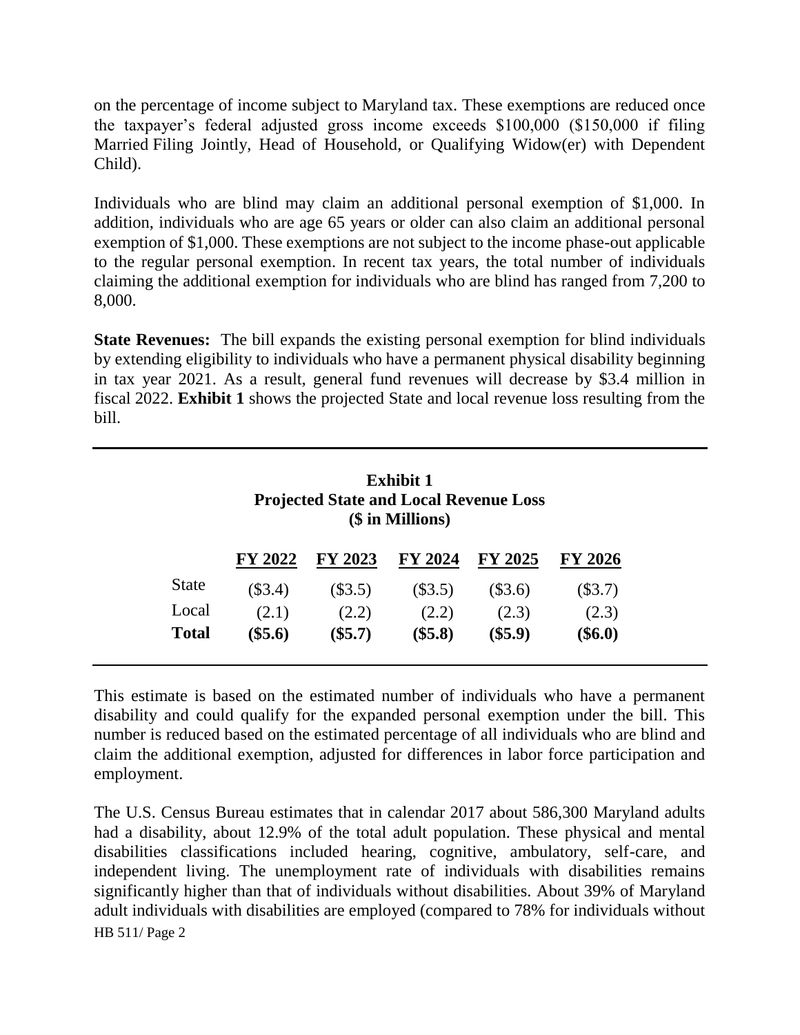on the percentage of income subject to Maryland tax. These exemptions are reduced once the taxpayer's federal adjusted gross income exceeds $100,000 ($150,000 if filing Married Filing Jointly, Head of Household, or Qualifying Widow(er) with Dependent Child).

Individuals who are blind may claim an additional personal exemption of $1,000. In addition, individuals who are age 65 years or older can also claim an additional personal exemption of $1,000. These exemptions are not subject to the income phase-out applicable to the regular personal exemption. In recent tax years, the total number of individuals claiming the additional exemption for individuals who are blind has ranged from 7,200 to 8,000.

**State Revenues:** The bill expands the existing personal exemption for blind individuals by extending eligibility to individuals who have a permanent physical disability beginning in tax year 2021. As a result, general fund revenues will decrease by $3.4 million in fiscal 2022. **Exhibit 1** shows the projected State and local revenue loss resulting from the bill.

**Exhibit 1**
**Projected State and Local Revenue Loss**
**($ in Millions)**

| | FY 2022 | FY 2023 | FY 2024 | FY 2025 | FY 2026 |
|---|---|---|---|---|---|
| State | ($3.4) | ($3.5) | ($3.5) | ($3.6) | ($3.7) |
| Local | (2.1) | (2.2) | (2.2) | (2.3) | (2.3) |
| **Total** | **($5.6)** | **($5.7)** | **($5.8)** | **($5.9)** | **($6.0)** |

This estimate is based on the estimated number of individuals who have a permanent disability and could qualify for the expanded personal exemption under the bill. This number is reduced based on the estimated percentage of all individuals who are blind and claim the additional exemption, adjusted for differences in labor force participation and employment.

The U.S. Census Bureau estimates that in calendar 2017 about 586,300 Maryland adults had a disability, about 12.9% of the total adult population. These physical and mental disabilities classifications included hearing, cognitive, ambulatory, self-care, and independent living. The unemployment rate of individuals with disabilities remains significantly higher than that of individuals without disabilities. About 39% of Maryland adult individuals with disabilities are employed (compared to 78% for individuals without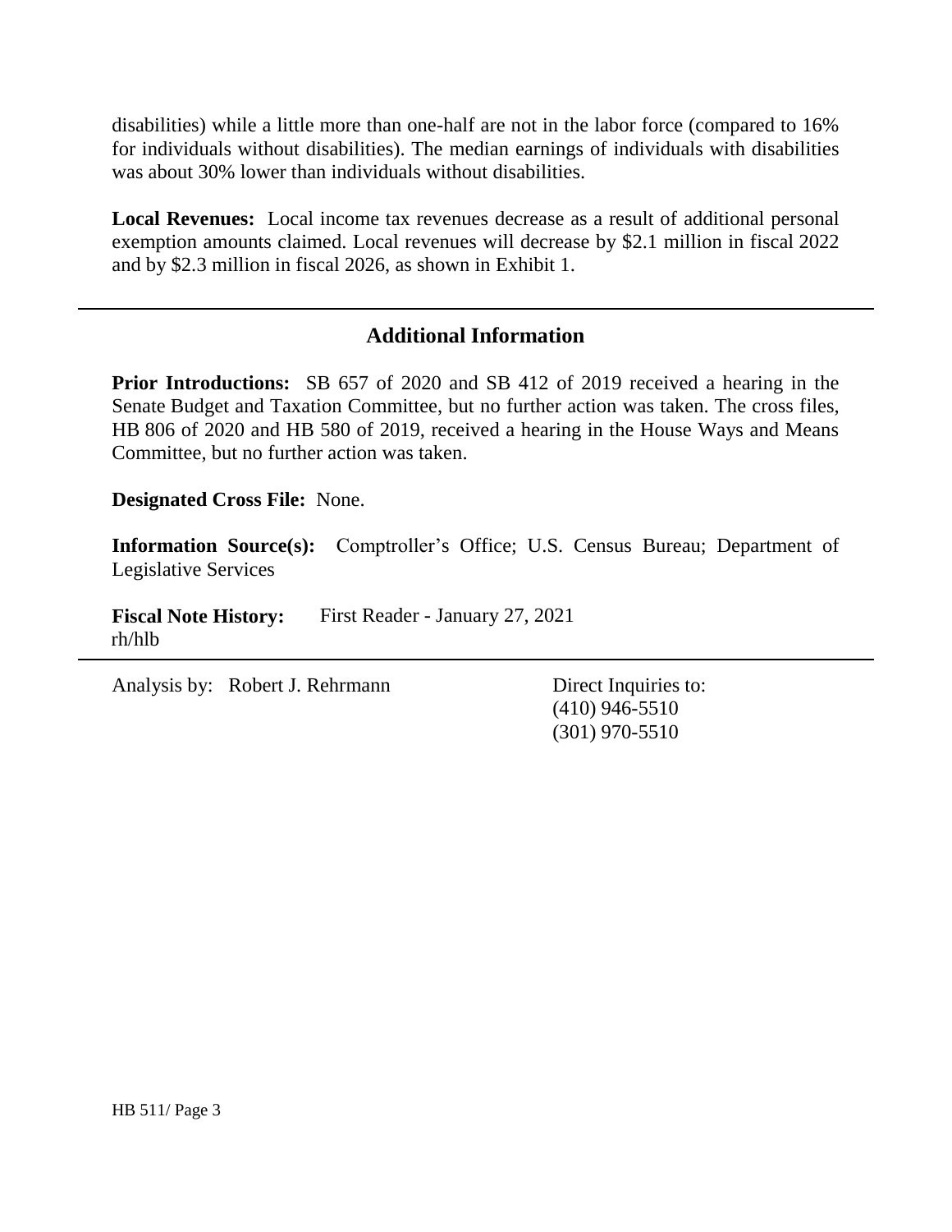disabilities) while a little more than one-half are not in the labor force (compared to 16% for individuals without disabilities). The median earnings of individuals with disabilities was about 30% lower than individuals without disabilities.

**Local Revenues:** Local income tax revenues decrease as a result of additional personal exemption amounts claimed. Local revenues will decrease by $2.1 million in fiscal 2022 and by $2.3 million in fiscal 2026, as shown in Exhibit 1.

---

## Additional Information

**Prior Introductions:** SB 657 of 2020 and SB 412 of 2019 received a hearing in the Senate Budget and Taxation Committee, but no further action was taken. The cross files, HB 806 of 2020 and HB 580 of 2019, received a hearing in the House Ways and Means Committee, but no further action was taken.

**Designated Cross File:** None.

**Information Source(s):** Comptroller's Office; U.S. Census Bureau; Department of Legislative Services

**Fiscal Note History:** First Reader - January 27, 2021
rh/hlb

---

Analysis by: Robert J. Rehrmann

Direct Inquiries to:
(410) 946-5510
(301) 970-5510